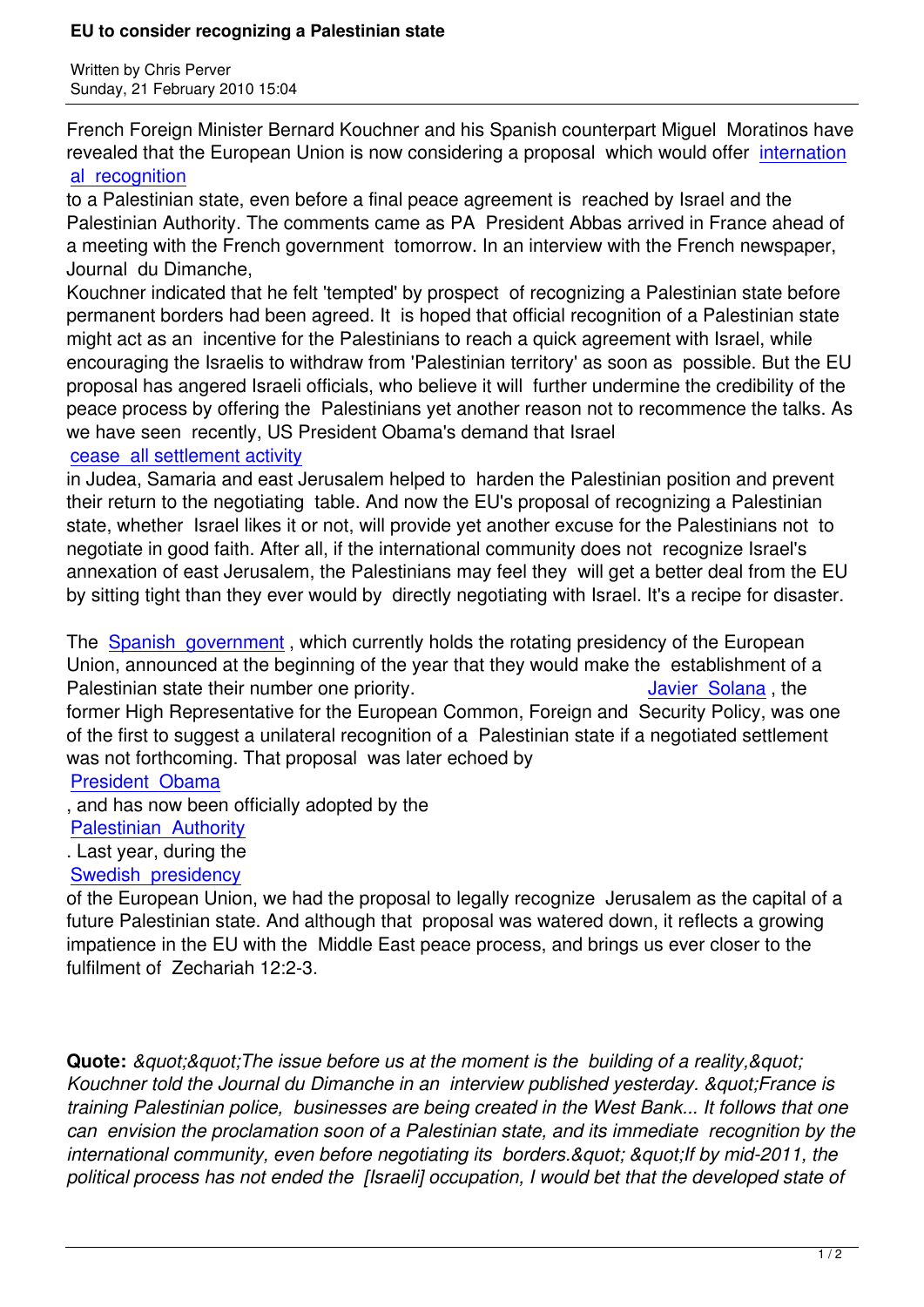# EU to consider recognizing a Palestinian state

Written by Chris Perver
Sunday, 21 February 2010 15:04

French Foreign Minister Bernard Kouchner and his Spanish counterpart Miguel Moratinos have revealed that the European Union is now considering a proposal which would offer international recognition to a Palestinian state, even before a final peace agreement is reached by Israel and the Palestinian Authority. The comments came as PA President Abbas arrived in France ahead of a meeting with the French government tomorrow. In an interview with the French newspaper, Journal du Dimanche, Kouchner indicated that he felt 'tempted' by prospect of recognizing a Palestinian state before permanent borders had been agreed. It is hoped that official recognition of a Palestinian state might act as an incentive for the Palestinians to reach a quick agreement with Israel, while encouraging the Israelis to withdraw from 'Palestinian territory' as soon as possible. But the EU proposal has angered Israeli officials, who believe it will further undermine the credibility of the peace process by offering the Palestinians yet another reason not to recommence the talks. As we have seen recently, US President Obama's demand that Israel cease all settlement activity in Judea, Samaria and east Jerusalem helped to harden the Palestinian position and prevent their return to the negotiating table. And now the EU's proposal of recognizing a Palestinian state, whether Israel likes it or not, will provide yet another excuse for the Palestinians not to negotiate in good faith. After all, if the international community does not recognize Israel's annexation of east Jerusalem, the Palestinians may feel they will get a better deal from the EU by sitting tight than they ever would by directly negotiating with Israel. It's a recipe for disaster.

The Spanish government, which currently holds the rotating presidency of the European Union, announced at the beginning of the year that they would make the establishment of a Palestinian state their number one priority. Javier Solana, the former High Representative for the European Common, Foreign and Security Policy, was one of the first to suggest a unilateral recognition of a Palestinian state if a negotiated settlement was not forthcoming. That proposal was later echoed by President Obama, and has now been officially adopted by the Palestinian Authority. Last year, during the Swedish presidency of the European Union, we had the proposal to legally recognize Jerusalem as the capital of a future Palestinian state. And although that proposal was watered down, it reflects a growing impatience in the EU with the Middle East peace process, and brings us ever closer to the fulfilment of Zechariah 12:2-3.

**Quote:** *&quot;&quot;The issue before us at the moment is the building of a reality,&quot; Kouchner told the Journal du Dimanche in an interview published yesterday. &quot;France is training Palestinian police, businesses are being created in the West Bank... It follows that one can envision the proclamation soon of a Palestinian state, and its immediate recognition by the international community, even before negotiating its borders.&quot; &quot;If by mid-2011, the political process has not ended the [Israeli] occupation, I would bet that the developed state of*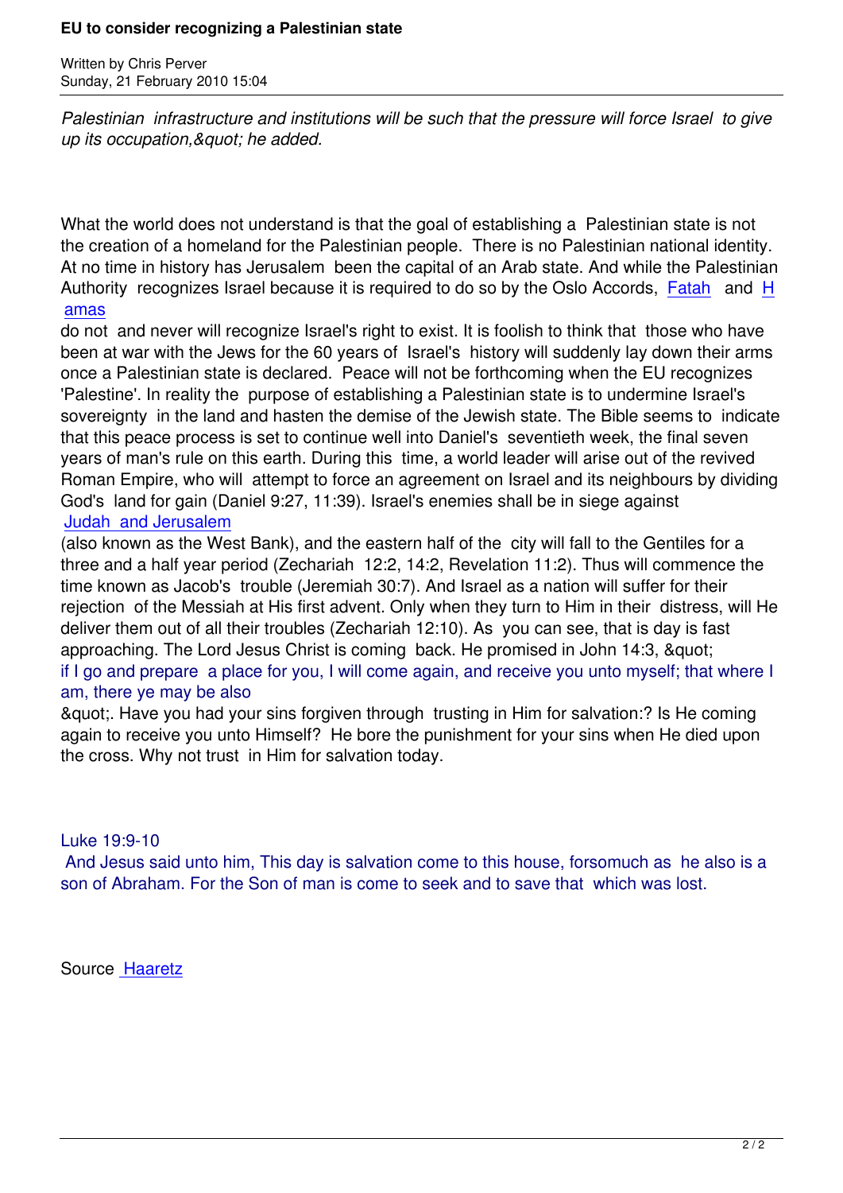*Palestinian infrastructure and institutions will be such that the pressure will force Israel to give up its occupation,&quot; he added.*

What the world does not understand is that the goal of establishing a Palestinian state is not the creation of a homeland for the Palestinian people. There is no Palestinian national identity. At no time in history has Jerusalem been the capital of an Arab state. And while the Palestinian Authority recognizes Israel because it is required to do so by the Oslo Accords, Fatah and Hamas do not and never will recognize Israel's right to exist. It is foolish to think that those who have been at war with the Jews for the 60 years of Israel's history will suddenly lay down their arms once a Palestinian state is declared. Peace will not be forthcoming when the EU recognizes 'Palestine'. In reality the purpose of establishing a Palestinian state is to undermine Israel's sovereignty in the land and hasten the demise of the Jewish state. The Bible seems to indicate that this peace process is set to continue well into Daniel's seventieth week, the final seven years of man's rule on this earth. During this time, a world leader will arise out of the revived Roman Empire, who will attempt to force an agreement on Israel and its neighbours by dividing God's land for gain (Daniel 9:27, 11:39). Israel's enemies shall be in siege against Judah and Jerusalem (also known as the West Bank), and the eastern half of the city will fall to the Gentiles for a three and a half year period (Zechariah 12:2, 14:2, Revelation 11:2). Thus will commence the time known as Jacob's trouble (Jeremiah 30:7). And Israel as a nation will suffer for their rejection of the Messiah at His first advent. Only when they turn to Him in their distress, will He deliver them out of all their troubles (Zechariah 12:10). As you can see, that is day is fast approaching. The Lord Jesus Christ is coming back. He promised in John 14:3, &quot; if I go and prepare a place for you, I will come again, and receive you unto myself; that where I am, there ye may be also &quot;. Have you had your sins forgiven through trusting in Him for salvation:? Is He coming again to receive you unto Himself? He bore the punishment for your sins when He died upon the cross. Why not trust in Him for salvation today.

Luke 19:9-10

And Jesus said unto him, This day is salvation come to this house, forsomuch as he also is a son of Abraham. For the Son of man is come to seek and to save that which was lost.

Source Haaretz